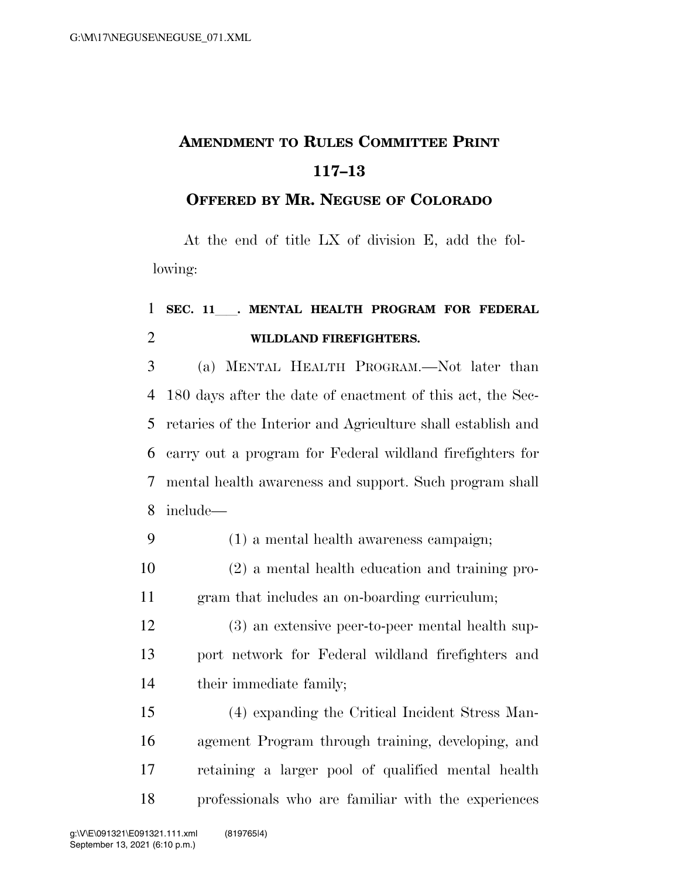# Amendment to Rules Committee Print 117–13

## Offered by Mr. Neguse of Colorado

At the end of title LX of division E, add the following:

**SEC. 11___. MENTAL HEALTH PROGRAM FOR FEDERAL WILDLAND FIREFIGHTERS.**

(a) Mental Health Program.—Not later than 180 days after the date of enactment of this act, the Secretaries of the Interior and Agriculture shall establish and carry out a program for Federal wildland firefighters for mental health awareness and support. Such program shall include—

(1) a mental health awareness campaign;

(2) a mental health education and training program that includes an on-boarding curriculum;

(3) an extensive peer-to-peer mental health support network for Federal wildland firefighters and their immediate family;

(4) expanding the Critical Incident Stress Management Program through training, developing, and retaining a larger pool of qualified mental health professionals who are familiar with the experiences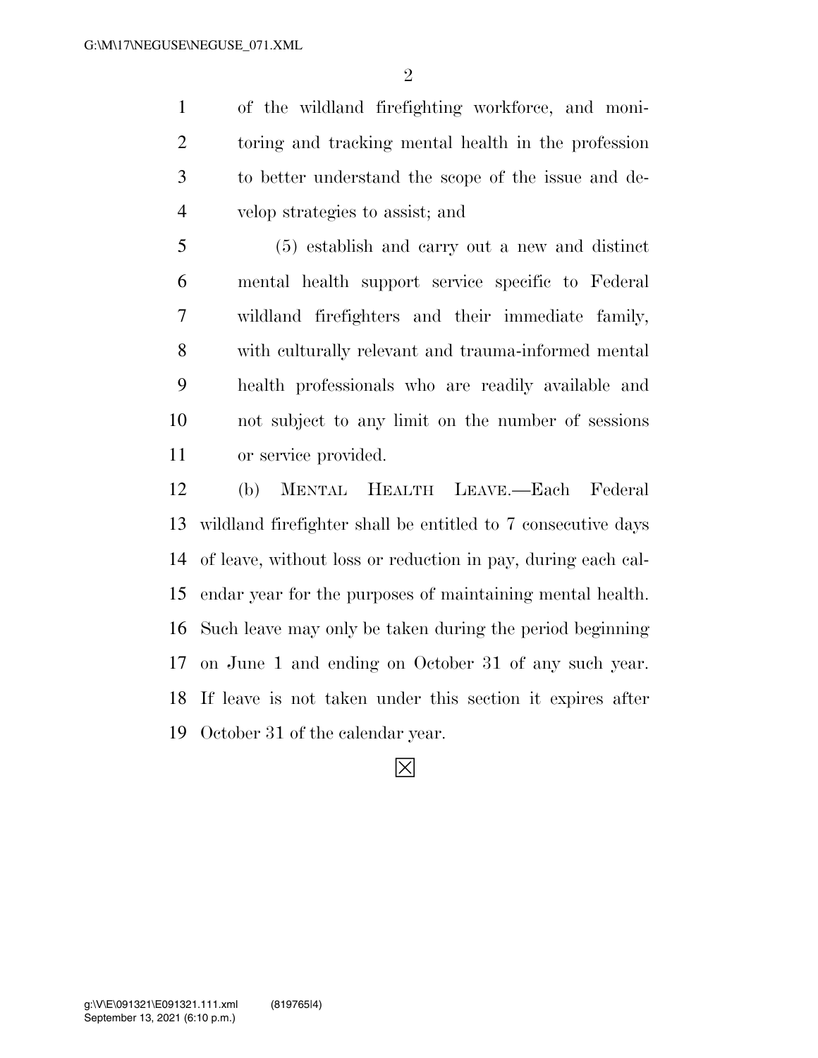of the wildland firefighting workforce, and monitoring and tracking mental health in the profession to better understand the scope of the issue and develop strategies to assist; and

(5) establish and carry out a new and distinct mental health support service specific to Federal wildland firefighters and their immediate family, with culturally relevant and trauma-informed mental health professionals who are readily available and not subject to any limit on the number of sessions or service provided.

(b) MENTAL HEALTH LEAVE.—Each Federal wildland firefighter shall be entitled to 7 consecutive days of leave, without loss or reduction in pay, during each calendar year for the purposes of maintaining mental health. Such leave may only be taken during the period beginning on June 1 and ending on October 31 of any such year. If leave is not taken under this section it expires after October 31 of the calendar year.